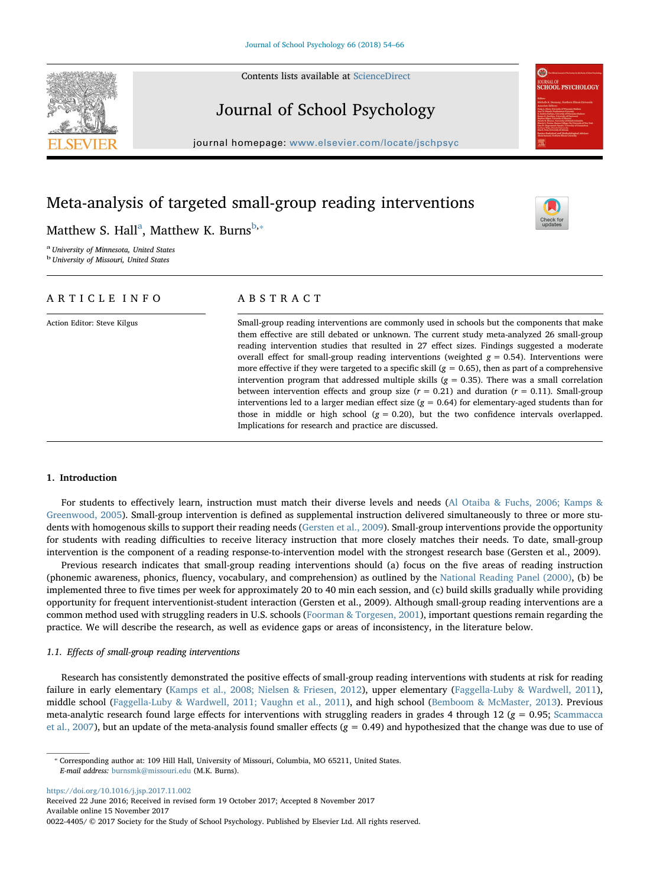# Meta-analysis of targeted small-group reading interventions

Matthew S. Hall[a], Matthew K. Burns[b,*]

[a] University of Minnesota, United States
[b] University of Missouri, United States

## ARTICLE INFO

Action Editor: Steve Kilgus

## ABSTRACT

Small-group reading interventions are commonly used in schools but the components that make them effective are still debated or unknown. The current study meta-analyzed 26 small-group reading intervention studies that resulted in 27 effect sizes. Findings suggested a moderate overall effect for small-group reading interventions (weighted $g = 0.54$). Interventions were more effective if they were targeted to a specific skill ($g = 0.65$), then as part of a comprehensive intervention program that addressed multiple skills ($g = 0.35$). There was a small correlation between intervention effects and group size ($r = 0.21$) and duration ($r = 0.11$). Small-group interventions led to a larger median effect size ($g = 0.64$) for elementary-aged students than for those in middle or high school ($g = 0.20$), but the two confidence intervals overlapped. Implications for research and practice are discussed.

## 1. Introduction

For students to effectively learn, instruction must match their diverse levels and needs (Al Otaiba & Fuchs, 2006; Kamps & Greenwood, 2005). Small-group intervention is defined as supplemental instruction delivered simultaneously to three or more students with homogenous skills to support their reading needs (Gersten et al., 2009). Small-group interventions provide the opportunity for students with reading difficulties to receive literacy instruction that more closely matches their needs. To date, small-group intervention is the component of a reading response-to-intervention model with the strongest research base (Gersten et al., 2009).

Previous research indicates that small-group reading interventions should (a) focus on the five areas of reading instruction (phonemic awareness, phonics, fluency, vocabulary, and comprehension) as outlined by the National Reading Panel (2000), (b) be implemented three to five times per week for approximately 20 to 40 min each session, and (c) build skills gradually while providing opportunity for frequent interventionist-student interaction (Gersten et al., 2009). Although small-group reading interventions are a common method used with struggling readers in U.S. schools (Foorman & Torgesen, 2001), important questions remain regarding the practice. We will describe the research, as well as evidence gaps or areas of inconsistency, in the literature below.

### 1.1. Effects of small-group reading interventions

Research has consistently demonstrated the positive effects of small-group reading interventions with students at risk for reading failure in early elementary (Kamps et al., 2008; Nielsen & Friesen, 2012), upper elementary (Faggella-Luby & Wardwell, 2011), middle school (Faggella-Luby & Wardwell, 2011; Vaughn et al., 2011), and high school (Bemboom & McMaster, 2013). Previous meta-analytic research found large effects for interventions with struggling readers in grades 4 through 12 ($g = 0.95$; Scammacca et al., 2007), but an update of the meta-analysis found smaller effects ($g = 0.49$) and hypothesized that the change was due to use of

---

* Corresponding author at: 109 Hill Hall, University of Missouri, Columbia, MO 65211, United States.
*E-mail address:* burnsmk@missouri.edu (M.K. Burns).

https://doi.org/10.1016/j.jsp.2017.11.002
Received 22 June 2016; Received in revised form 19 October 2017; Accepted 8 November 2017
Available online 15 November 2017
0022-4405/ © 2017 Society for the Study of School Psychology. Published by Elsevier Ltd. All rights reserved.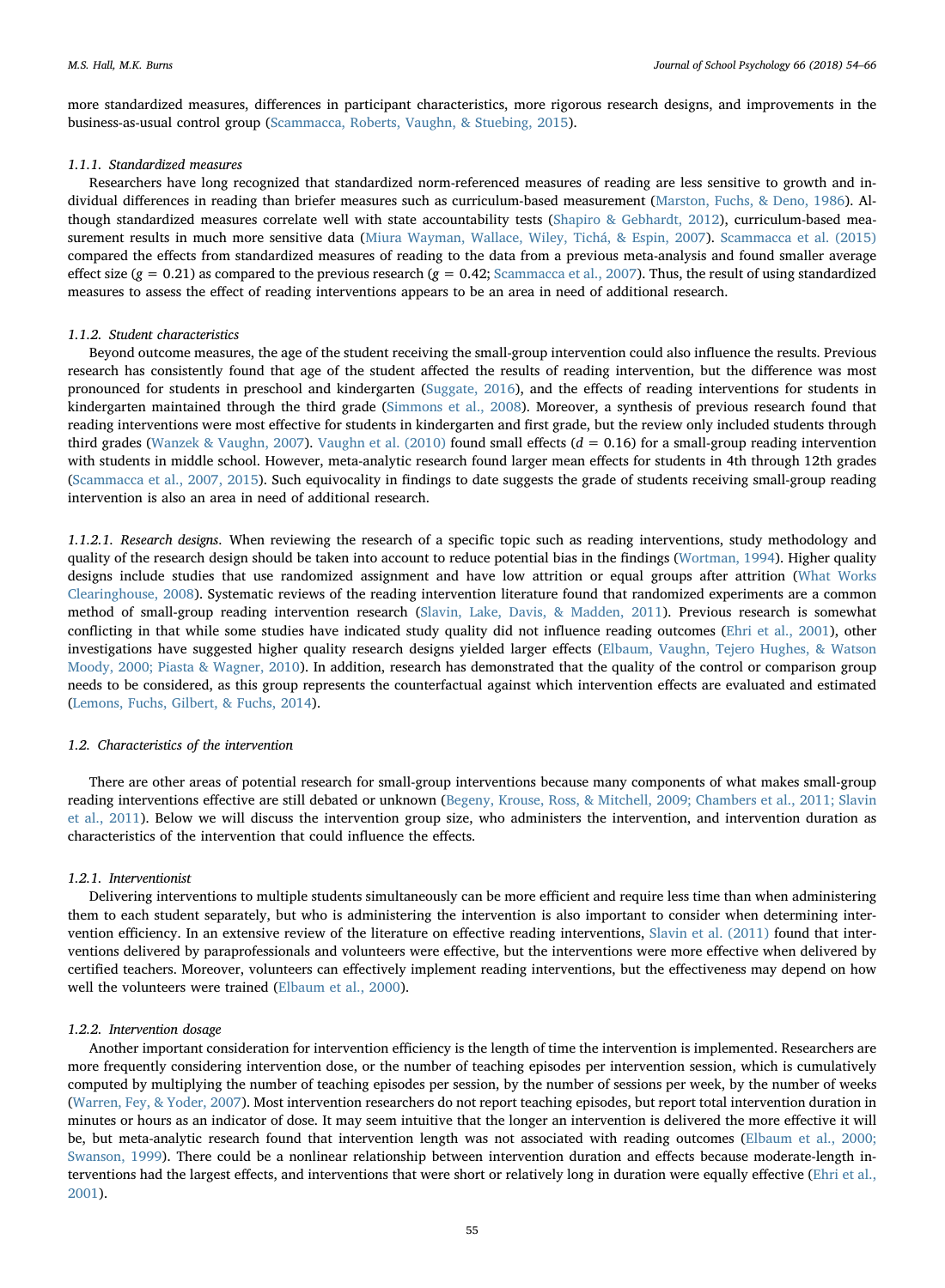more standardized measures, differences in participant characteristics, more rigorous research designs, and improvements in the business-as-usual control group (Scammacca, Roberts, Vaughn, & Stuebing, 2015).

#### 1.1.1. Standardized measures

Researchers have long recognized that standardized norm-referenced measures of reading are less sensitive to growth and individual differences in reading than briefer measures such as curriculum-based measurement (Marston, Fuchs, & Deno, 1986). Although standardized measures correlate well with state accountability tests (Shapiro & Gebhardt, 2012), curriculum-based measurement results in much more sensitive data (Miura Wayman, Wallace, Wiley, Tichá, & Espin, 2007). Scammacca et al. (2015) compared the effects from standardized measures of reading to the data from a previous meta-analysis and found smaller average effect size ($g = 0.21$) as compared to the previous research ($g = 0.42$; Scammacca et al., 2007). Thus, the result of using standardized measures to assess the effect of reading interventions appears to be an area in need of additional research.

#### 1.1.2. Student characteristics

Beyond outcome measures, the age of the student receiving the small-group intervention could also influence the results. Previous research has consistently found that age of the student affected the results of reading intervention, but the difference was most pronounced for students in preschool and kindergarten (Suggate, 2016), and the effects of reading interventions for students in kindergarten maintained through the third grade (Simmons et al., 2008). Moreover, a synthesis of previous research found that reading interventions were most effective for students in kindergarten and first grade, but the review only included students through third grades (Wanzek & Vaughn, 2007). Vaughn et al. (2010) found small effects ($d = 0.16$) for a small-group reading intervention with students in middle school. However, meta-analytic research found larger mean effects for students in 4th through 12th grades (Scammacca et al., 2007, 2015). Such equivocality in findings to date suggests the grade of students receiving small-group reading intervention is also an area in need of additional research.

*1.1.2.1. Research designs.* When reviewing the research of a specific topic such as reading interventions, study methodology and quality of the research design should be taken into account to reduce potential bias in the findings (Wortman, 1994). Higher quality designs include studies that use randomized assignment and have low attrition or equal groups after attrition (What Works Clearinghouse, 2008). Systematic reviews of the reading intervention literature found that randomized experiments are a common method of small-group reading intervention research (Slavin, Lake, Davis, & Madden, 2011). Previous research is somewhat conflicting in that while some studies have indicated study quality did not influence reading outcomes (Ehri et al., 2001), other investigations have suggested higher quality research designs yielded larger effects (Elbaum, Vaughn, Tejero Hughes, & Watson Moody, 2000; Piasta & Wagner, 2010). In addition, research has demonstrated that the quality of the control or comparison group needs to be considered, as this group represents the counterfactual against which intervention effects are evaluated and estimated (Lemons, Fuchs, Gilbert, & Fuchs, 2014).

### 1.2. Characteristics of the intervention

There are other areas of potential research for small-group interventions because many components of what makes small-group reading interventions effective are still debated or unknown (Begeny, Krouse, Ross, & Mitchell, 2009; Chambers et al., 2011; Slavin et al., 2011). Below we will discuss the intervention group size, who administers the intervention, and intervention duration as characteristics of the intervention that could influence the effects.

#### 1.2.1. Interventionist

Delivering interventions to multiple students simultaneously can be more efficient and require less time than when administering them to each student separately, but who is administering the intervention is also important to consider when determining intervention efficiency. In an extensive review of the literature on effective reading interventions, Slavin et al. (2011) found that interventions delivered by paraprofessionals and volunteers were effective, but the interventions were more effective when delivered by certified teachers. Moreover, volunteers can effectively implement reading interventions, but the effectiveness may depend on how well the volunteers were trained (Elbaum et al., 2000).

#### 1.2.2. Intervention dosage

Another important consideration for intervention efficiency is the length of time the intervention is implemented. Researchers are more frequently considering intervention dose, or the number of teaching episodes per intervention session, which is cumulatively computed by multiplying the number of teaching episodes per session, by the number of sessions per week, by the number of weeks (Warren, Fey, & Yoder, 2007). Most intervention researchers do not report teaching episodes, but report total intervention duration in minutes or hours as an indicator of dose. It may seem intuitive that the longer an intervention is delivered the more effective it will be, but meta-analytic research found that intervention length was not associated with reading outcomes (Elbaum et al., 2000; Swanson, 1999). There could be a nonlinear relationship between intervention duration and effects because moderate-length interventions had the largest effects, and interventions that were short or relatively long in duration were equally effective (Ehri et al., 2001).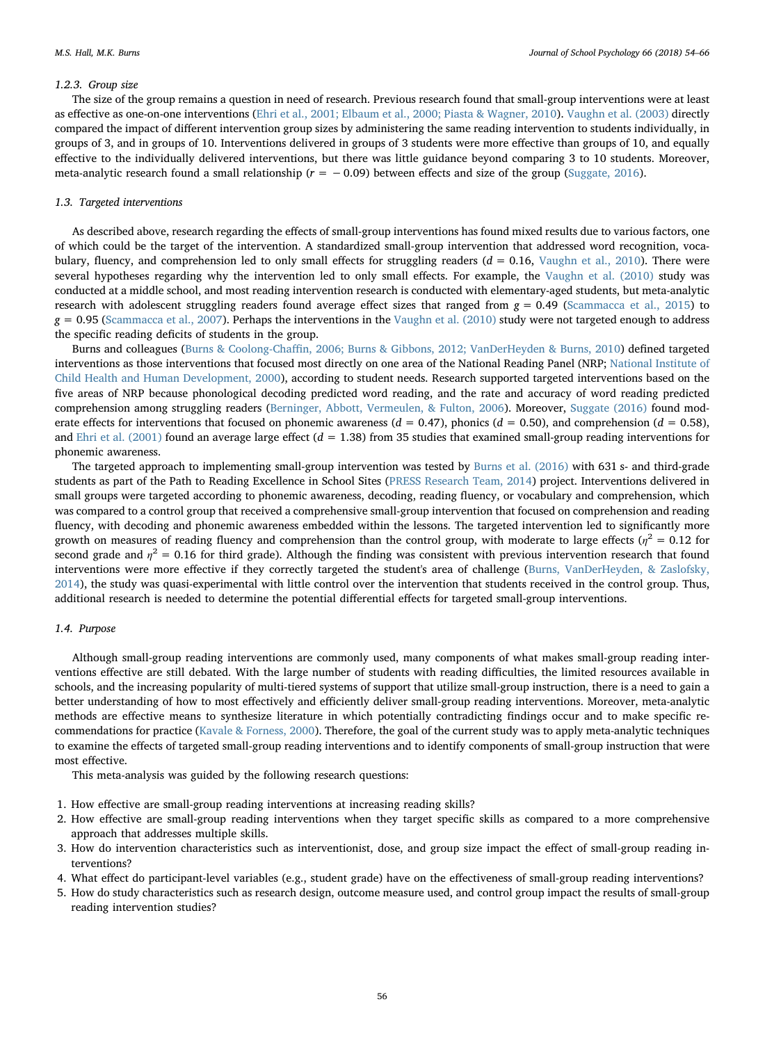#### 1.2.3. Group size

The size of the group remains a question in need of research. Previous research found that small-group interventions were at least as effective as one-on-one interventions (Ehri et al., 2001; Elbaum et al., 2000; Piasta & Wagner, 2010). Vaughn et al. (2003) directly compared the impact of different intervention group sizes by administering the same reading intervention to students individually, in groups of 3, and in groups of 10. Interventions delivered in groups of 3 students were more effective than groups of 10, and equally effective to the individually delivered interventions, but there was little guidance beyond comparing 3 to 10 students. Moreover, meta-analytic research found a small relationship ($r = -0.09$) between effects and size of the group (Suggate, 2016).

### 1.3. Targeted interventions

As described above, research regarding the effects of small-group interventions has found mixed results due to various factors, one of which could be the target of the intervention. A standardized small-group intervention that addressed word recognition, vocabulary, fluency, and comprehension led to only small effects for struggling readers ($d = 0.16$, Vaughn et al., 2010). There were several hypotheses regarding why the intervention led to only small effects. For example, the Vaughn et al. (2010) study was conducted at a middle school, and most reading intervention research is conducted with elementary-aged students, but meta-analytic research with adolescent struggling readers found average effect sizes that ranged from $g = 0.49$ (Scammacca et al., 2015) to $g = 0.95$ (Scammacca et al., 2007). Perhaps the interventions in the Vaughn et al. (2010) study were not targeted enough to address the specific reading deficits of students in the group.

Burns and colleagues (Burns & Coolong-Chaffin, 2006; Burns & Gibbons, 2012; VanDerHeyden & Burns, 2010) defined targeted interventions as those interventions that focused most directly on one area of the National Reading Panel (NRP; National Institute of Child Health and Human Development, 2000), according to student needs. Research supported targeted interventions based on the five areas of NRP because phonological decoding predicted word reading, and the rate and accuracy of word reading predicted comprehension among struggling readers (Berninger, Abbott, Vermeulen, & Fulton, 2006). Moreover, Suggate (2016) found moderate effects for interventions that focused on phonemic awareness ($d = 0.47$), phonics ($d = 0.50$), and comprehension ($d = 0.58$), and Ehri et al. (2001) found an average large effect ($d = 1.38$) from 35 studies that examined small-group reading interventions for phonemic awareness.

The targeted approach to implementing small-group intervention was tested by Burns et al. (2016) with 631 s- and third-grade students as part of the Path to Reading Excellence in School Sites (PRESS Research Team, 2014) project. Interventions delivered in small groups were targeted according to phonemic awareness, decoding, reading fluency, or vocabulary and comprehension, which was compared to a control group that received a comprehensive small-group intervention that focused on comprehension and reading fluency, with decoding and phonemic awareness embedded within the lessons. The targeted intervention led to significantly more growth on measures of reading fluency and comprehension than the control group, with moderate to large effects ($\eta^2 = 0.12$ for second grade and $\eta^2 = 0.16$ for third grade). Although the finding was consistent with previous intervention research that found interventions were more effective if they correctly targeted the student's area of challenge (Burns, VanDerHeyden, & Zaslofsky, 2014), the study was quasi-experimental with little control over the intervention that students received in the control group. Thus, additional research is needed to determine the potential differential effects for targeted small-group interventions.

### 1.4. Purpose

Although small-group reading interventions are commonly used, many components of what makes small-group reading interventions effective are still debated. With the large number of students with reading difficulties, the limited resources available in schools, and the increasing popularity of multi-tiered systems of support that utilize small-group instruction, there is a need to gain a better understanding of how to most effectively and efficiently deliver small-group reading interventions. Moreover, meta-analytic methods are effective means to synthesize literature in which potentially contradicting findings occur and to make specific recommendations for practice (Kavale & Forness, 2000). Therefore, the goal of the current study was to apply meta-analytic techniques to examine the effects of targeted small-group reading interventions and to identify components of small-group instruction that were most effective.

This meta-analysis was guided by the following research questions:

1. How effective are small-group reading interventions at increasing reading skills?
2. How effective are small-group reading interventions when they target specific skills as compared to a more comprehensive approach that addresses multiple skills.
3. How do intervention characteristics such as interventionist, dose, and group size impact the effect of small-group reading interventions?
4. What effect do participant-level variables (e.g., student grade) have on the effectiveness of small-group reading interventions?
5. How do study characteristics such as research design, outcome measure used, and control group impact the results of small-group reading intervention studies?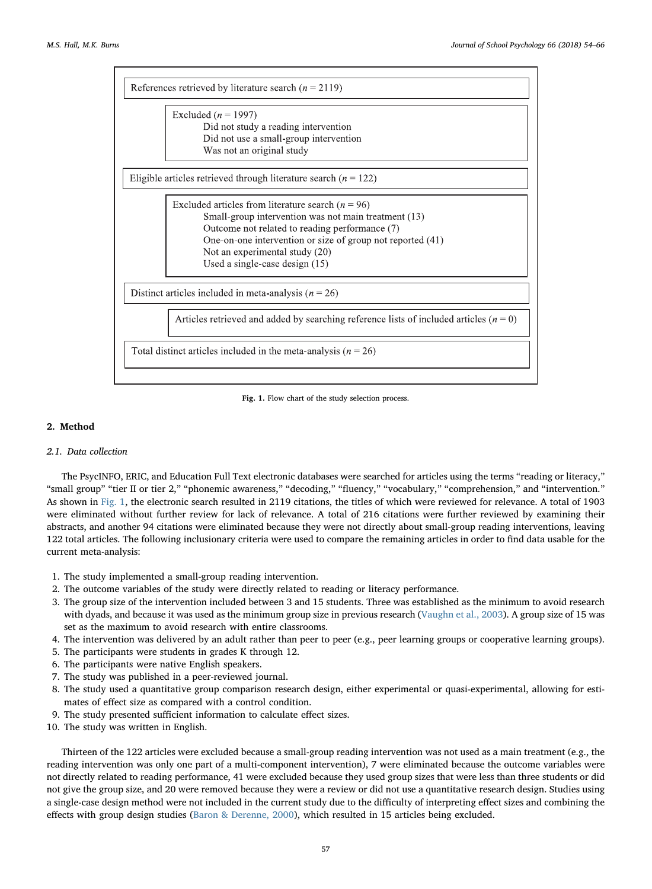References retrieved by literature search ($n$ = 2119)

Excluded ($n$ = 1997)
- Did not study a reading intervention
- Did not use a small-group intervention
- Was not an original study

Eligible articles retrieved through literature search ($n$ = 122)

Excluded articles from literature search ($n$ = 96)
- Small-group intervention was not main treatment (13)
- Outcome not related to reading performance (7)
- One-on-one intervention or size of group not reported (41)
- Not an experimental study (20)
- Used a single-case design (15)

Distinct articles included in meta-analysis ($n$ = 26)

Articles retrieved and added by searching reference lists of included articles ($n$ = 0)

Total distinct articles included in the meta-analysis ($n$ = 26)

**Fig. 1.** Flow chart of the study selection process.

## 2. Method

### 2.1. Data collection

The PsycINFO, ERIC, and Education Full Text electronic databases were searched for articles using the terms "reading or literacy," "small group" "tier II or tier 2," "phonemic awareness," "decoding," "fluency," "vocabulary," "comprehension," and "intervention." As shown in Fig. 1, the electronic search resulted in 2119 citations, the titles of which were reviewed for relevance. A total of 1903 were eliminated without further review for lack of relevance. A total of 216 citations were further reviewed by examining their abstracts, and another 94 citations were eliminated because they were not directly about small-group reading interventions, leaving 122 total articles. The following inclusionary criteria were used to compare the remaining articles in order to find data usable for the current meta-analysis:

1. The study implemented a small-group reading intervention.
2. The outcome variables of the study were directly related to reading or literacy performance.
3. The group size of the intervention included between 3 and 15 students. Three was established as the minimum to avoid research with dyads, and because it was used as the minimum group size in previous research (Vaughn et al., 2003). A group size of 15 was set as the maximum to avoid research with entire classrooms.
4. The intervention was delivered by an adult rather than peer to peer (e.g., peer learning groups or cooperative learning groups).
5. The participants were students in grades K through 12.
6. The participants were native English speakers.
7. The study was published in a peer-reviewed journal.
8. The study used a quantitative group comparison research design, either experimental or quasi-experimental, allowing for estimates of effect size as compared with a control condition.
9. The study presented sufficient information to calculate effect sizes.
10. The study was written in English.

Thirteen of the 122 articles were excluded because a small-group reading intervention was not used as a main treatment (e.g., the reading intervention was only one part of a multi-component intervention), 7 were eliminated because the outcome variables were not directly related to reading performance, 41 were excluded because they used group sizes that were less than three students or did not give the group size, and 20 were removed because they were a review or did not use a quantitative research design. Studies using a single-case design method were not included in the current study due to the difficulty of interpreting effect sizes and combining the effects with group design studies (Baron & Derenne, 2000), which resulted in 15 articles being excluded.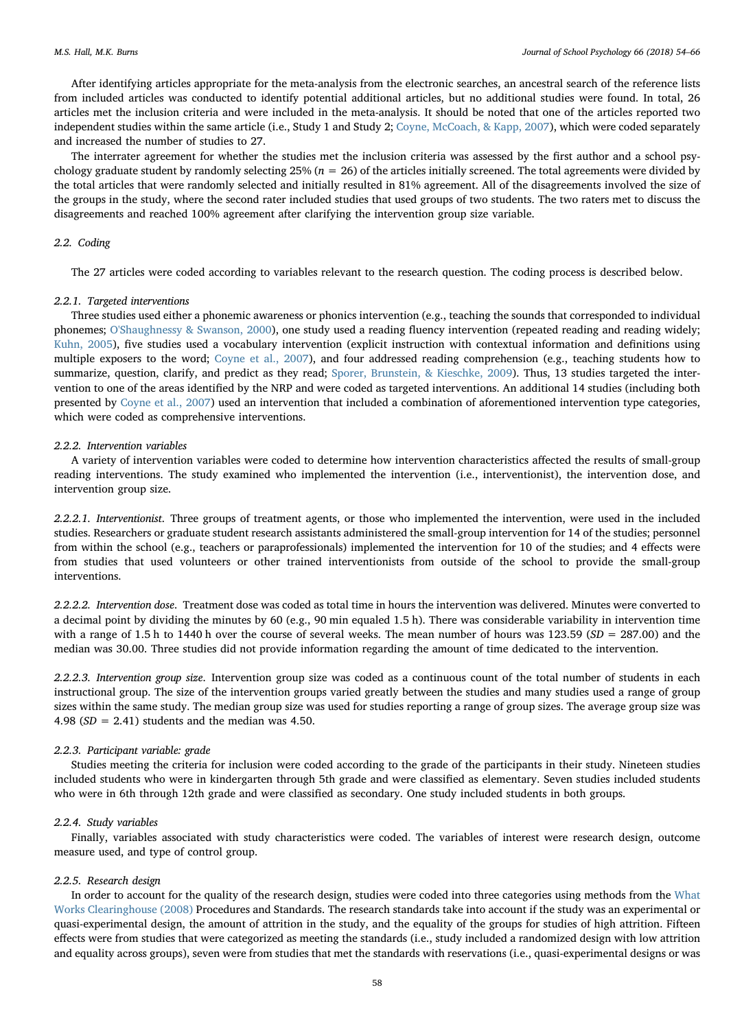After identifying articles appropriate for the meta-analysis from the electronic searches, an ancestral search of the reference lists from included articles was conducted to identify potential additional articles, but no additional studies were found. In total, 26 articles met the inclusion criteria and were included in the meta-analysis. It should be noted that one of the articles reported two independent studies within the same article (i.e., Study 1 and Study 2; Coyne, McCoach, & Kapp, 2007), which were coded separately and increased the number of studies to 27.

The interrater agreement for whether the studies met the inclusion criteria was assessed by the first author and a school psychology graduate student by randomly selecting 25% ($n = 26$) of the articles initially screened. The total agreements were divided by the total articles that were randomly selected and initially resulted in 81% agreement. All of the disagreements involved the size of the groups in the study, where the second rater included studies that used groups of two students. The two raters met to discuss the disagreements and reached 100% agreement after clarifying the intervention group size variable.

### 2.2. Coding

The 27 articles were coded according to variables relevant to the research question. The coding process is described below.

#### 2.2.1. Targeted interventions

Three studies used either a phonemic awareness or phonics intervention (e.g., teaching the sounds that corresponded to individual phonemes; O'Shaughnessy & Swanson, 2000), one study used a reading fluency intervention (repeated reading and reading widely; Kuhn, 2005), five studies used a vocabulary intervention (explicit instruction with contextual information and definitions using multiple exposers to the word; Coyne et al., 2007), and four addressed reading comprehension (e.g., teaching students how to summarize, question, clarify, and predict as they read; Sporer, Brunstein, & Kieschke, 2009). Thus, 13 studies targeted the intervention to one of the areas identified by the NRP and were coded as targeted interventions. An additional 14 studies (including both presented by Coyne et al., 2007) used an intervention that included a combination of aforementioned intervention type categories, which were coded as comprehensive interventions.

#### 2.2.2. Intervention variables

A variety of intervention variables were coded to determine how intervention characteristics affected the results of small-group reading interventions. The study examined who implemented the intervention (i.e., interventionist), the intervention dose, and intervention group size.

*2.2.2.1. Interventionist*. Three groups of treatment agents, or those who implemented the intervention, were used in the included studies. Researchers or graduate student research assistants administered the small-group intervention for 14 of the studies; personnel from within the school (e.g., teachers or paraprofessionals) implemented the intervention for 10 of the studies; and 4 effects were from studies that used volunteers or other trained interventionists from outside of the school to provide the small-group interventions.

*2.2.2.2. Intervention dose*. Treatment dose was coded as total time in hours the intervention was delivered. Minutes were converted to a decimal point by dividing the minutes by 60 (e.g., 90 min equaled 1.5 h). There was considerable variability in intervention time with a range of 1.5 h to 1440 h over the course of several weeks. The mean number of hours was 123.59 ($SD = 287.00$) and the median was 30.00. Three studies did not provide information regarding the amount of time dedicated to the intervention.

*2.2.2.3. Intervention group size*. Intervention group size was coded as a continuous count of the total number of students in each instructional group. The size of the intervention groups varied greatly between the studies and many studies used a range of group sizes within the same study. The median group size was used for studies reporting a range of group sizes. The average group size was 4.98 ($SD = 2.41$) students and the median was 4.50.

#### 2.2.3. Participant variable: grade

Studies meeting the criteria for inclusion were coded according to the grade of the participants in their study. Nineteen studies included students who were in kindergarten through 5th grade and were classified as elementary. Seven studies included students who were in 6th through 12th grade and were classified as secondary. One study included students in both groups.

#### 2.2.4. Study variables

Finally, variables associated with study characteristics were coded. The variables of interest were research design, outcome measure used, and type of control group.

#### 2.2.5. Research design

In order to account for the quality of the research design, studies were coded into three categories using methods from the What Works Clearinghouse (2008) Procedures and Standards. The research standards take into account if the study was an experimental or quasi-experimental design, the amount of attrition in the study, and the equality of the groups for studies of high attrition. Fifteen effects were from studies that were categorized as meeting the standards (i.e., study included a randomized design with low attrition and equality across groups), seven were from studies that met the standards with reservations (i.e., quasi-experimental designs or was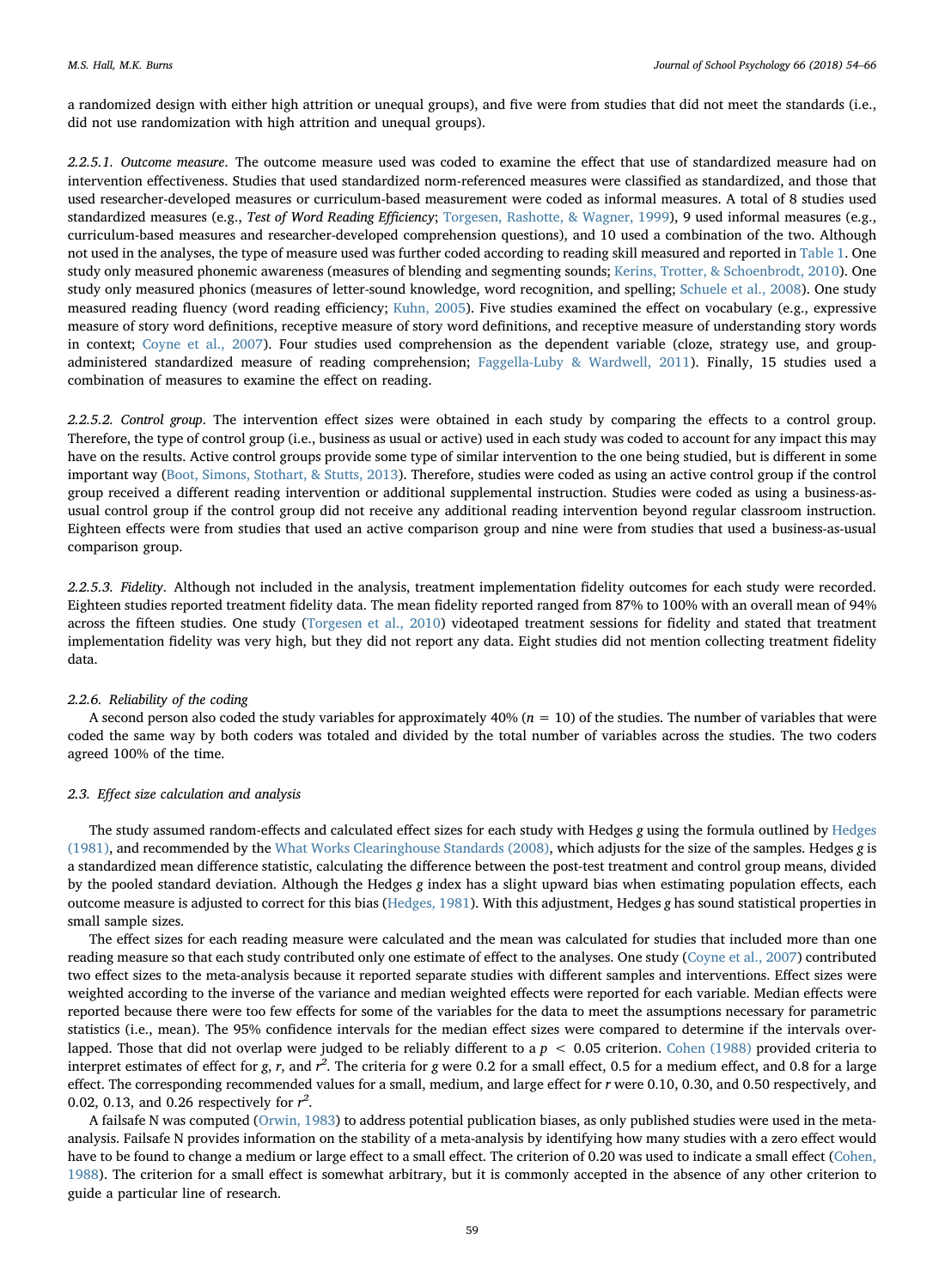a randomized design with either high attrition or unequal groups), and five were from studies that did not meet the standards (i.e., did not use randomization with high attrition and unequal groups).

*2.2.5.1. Outcome measure*. The outcome measure used was coded to examine the effect that use of standardized measure had on intervention effectiveness. Studies that used standardized norm-referenced measures were classified as standardized, and those that used researcher-developed measures or curriculum-based measurement were coded as informal measures. A total of 8 studies used standardized measures (e.g., *Test of Word Reading Efficiency*; Torgesen, Rashotte, & Wagner, 1999), 9 used informal measures (e.g., curriculum-based measures and researcher-developed comprehension questions), and 10 used a combination of the two. Although not used in the analyses, the type of measure used was further coded according to reading skill measured and reported in Table 1. One study only measured phonemic awareness (measures of blending and segmenting sounds; Kerins, Trotter, & Schoenbrodt, 2010). One study only measured phonics (measures of letter-sound knowledge, word recognition, and spelling; Schuele et al., 2008). One study measured reading fluency (word reading efficiency; Kuhn, 2005). Five studies examined the effect on vocabulary (e.g., expressive measure of story word definitions, receptive measure of story word definitions, and receptive measure of understanding story words in context; Coyne et al., 2007). Four studies used comprehension as the dependent variable (cloze, strategy use, and group-administered standardized measure of reading comprehension; Faggella-Luby & Wardwell, 2011). Finally, 15 studies used a combination of measures to examine the effect on reading.

*2.2.5.2. Control group*. The intervention effect sizes were obtained in each study by comparing the effects to a control group. Therefore, the type of control group (i.e., business as usual or active) used in each study was coded to account for any impact this may have on the results. Active control groups provide some type of similar intervention to the one being studied, but is different in some important way (Boot, Simons, Stothart, & Stutts, 2013). Therefore, studies were coded as using an active control group if the control group received a different reading intervention or additional supplemental instruction. Studies were coded as using a business-as-usual control group if the control group did not receive any additional reading intervention beyond regular classroom instruction. Eighteen effects were from studies that used an active comparison group and nine were from studies that used a business-as-usual comparison group.

*2.2.5.3. Fidelity*. Although not included in the analysis, treatment implementation fidelity outcomes for each study were recorded. Eighteen studies reported treatment fidelity data. The mean fidelity reported ranged from 87% to 100% with an overall mean of 94% across the fifteen studies. One study (Torgesen et al., 2010) videotaped treatment sessions for fidelity and stated that treatment implementation fidelity was very high, but they did not report any data. Eight studies did not mention collecting treatment fidelity data.

#### 2.2.6. Reliability of the coding

A second person also coded the study variables for approximately 40% ($n = 10$) of the studies. The number of variables that were coded the same way by both coders was totaled and divided by the total number of variables across the studies. The two coders agreed 100% of the time.

### 2.3. Effect size calculation and analysis

The study assumed random-effects and calculated effect sizes for each study with Hedges *g* using the formula outlined by Hedges (1981), and recommended by the What Works Clearinghouse Standards (2008), which adjusts for the size of the samples. Hedges *g* is a standardized mean difference statistic, calculating the difference between the post-test treatment and control group means, divided by the pooled standard deviation. Although the Hedges *g* index has a slight upward bias when estimating population effects, each outcome measure is adjusted to correct for this bias (Hedges, 1981). With this adjustment, Hedges *g* has sound statistical properties in small sample sizes.

The effect sizes for each reading measure were calculated and the mean was calculated for studies that included more than one reading measure so that each study contributed only one estimate of effect to the analyses. One study (Coyne et al., 2007) contributed two effect sizes to the meta-analysis because it reported separate studies with different samples and interventions. Effect sizes were weighted according to the inverse of the variance and median weighted effects were reported for each variable. Median effects were reported because there were too few effects for some of the variables for the data to meet the assumptions necessary for parametric statistics (i.e., mean). The 95% confidence intervals for the median effect sizes were compared to determine if the intervals overlapped. Those that did not overlap were judged to be reliably different to a $p < 0.05$ criterion. Cohen (1988) provided criteria to interpret estimates of effect for $g$, $r$, and $r^2$. The criteria for $g$ were 0.2 for a small effect, 0.5 for a medium effect, and 0.8 for a large effect. The corresponding recommended values for a small, medium, and large effect for $r$ were 0.10, 0.30, and 0.50 respectively, and 0.02, 0.13, and 0.26 respectively for $r^2$.

A failsafe N was computed (Orwin, 1983) to address potential publication biases, as only published studies were used in the meta-analysis. Failsafe N provides information on the stability of a meta-analysis by identifying how many studies with a zero effect would have to be found to change a medium or large effect to a small effect. The criterion of 0.20 was used to indicate a small effect (Cohen, 1988). The criterion for a small effect is somewhat arbitrary, but it is commonly accepted in the absence of any other criterion to guide a particular line of research.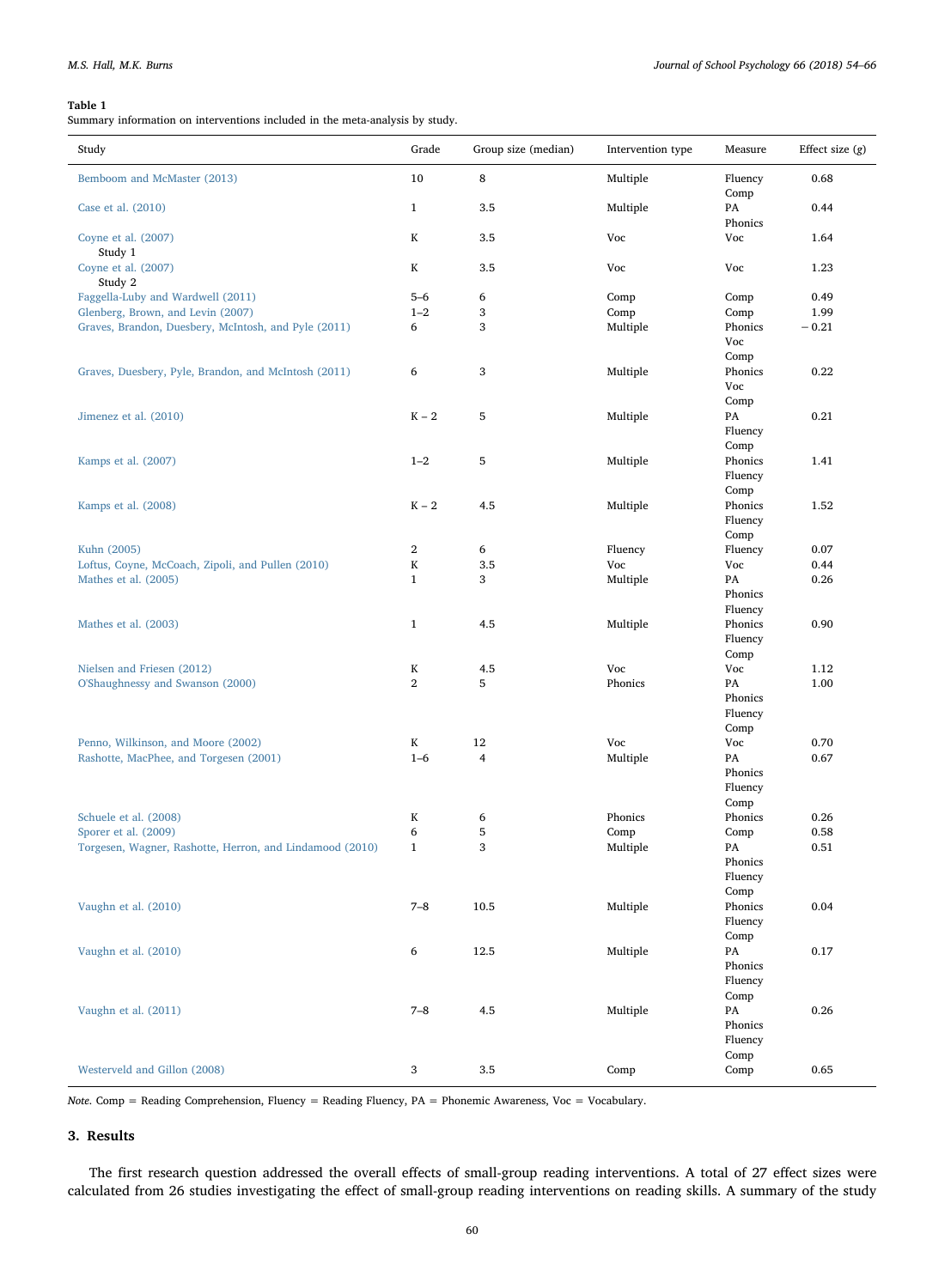**Table 1**
Summary information on interventions included in the meta-analysis by study.

| Study | Grade | Group size (median) | Intervention type | Measure | Effect size (*g*) |
|---|---|---|---|---|---|
| Bemboom and McMaster (2013) | 10 | 8 | Multiple | Fluency<br>Comp | 0.68 |
| Case et al. (2010) | 1 | 3.5 | Multiple | PA<br>Phonics | 0.44 |
| Coyne et al. (2007)<br>Study 1 | K | 3.5 | Voc | Voc | 1.64 |
| Coyne et al. (2007)<br>Study 2 | K | 3.5 | Voc | Voc | 1.23 |
| Faggella-Luby and Wardwell (2011) | 5–6 | 6 | Comp | Comp | 0.49 |
| Glenberg, Brown, and Levin (2007) | 1–2 | 3 | Comp | Comp | 1.99 |
| Graves, Brandon, Duesbery, McIntosh, and Pyle (2011) | 6 | 3 | Multiple | Phonics<br>Voc<br>Comp | −0.21 |
| Graves, Duesbery, Pyle, Brandon, and McIntosh (2011) | 6 | 3 | Multiple | Phonics<br>Voc<br>Comp | 0.22 |
| Jimenez et al. (2010) | K – 2 | 5 | Multiple | PA<br>Fluency<br>Comp | 0.21 |
| Kamps et al. (2007) | 1–2 | 5 | Multiple | Phonics<br>Fluency<br>Comp | 1.41 |
| Kamps et al. (2008) | K – 2 | 4.5 | Multiple | Phonics<br>Fluency<br>Comp | 1.52 |
| Kuhn (2005) | 2 | 6 | Fluency | Fluency | 0.07 |
| Loftus, Coyne, McCoach, Zipoli, and Pullen (2010) | K | 3.5 | Voc | Voc | 0.44 |
| Mathes et al. (2005) | 1 | 3 | Multiple | PA<br>Phonics<br>Fluency | 0.26 |
| Mathes et al. (2003) | 1 | 4.5 | Multiple | Phonics<br>Fluency<br>Comp | 0.90 |
| Nielsen and Friesen (2012) | K | 4.5 | Voc | Voc | 1.12 |
| O'Shaughnessy and Swanson (2000) | 2 | 5 | Phonics | PA<br>Phonics<br>Fluency<br>Comp | 1.00 |
| Penno, Wilkinson, and Moore (2002) | K | 12 | Voc | Voc | 0.70 |
| Rashotte, MacPhee, and Torgesen (2001) | 1–6 | 4 | Multiple | PA<br>Phonics<br>Fluency<br>Comp | 0.67 |
| Schuele et al. (2008) | K | 6 | Phonics | Phonics | 0.26 |
| Sporer et al. (2009) | 6 | 5 | Comp | Comp | 0.58 |
| Torgesen, Wagner, Rashotte, Herron, and Lindamood (2010) | 1 | 3 | Multiple | PA<br>Phonics<br>Fluency<br>Comp | 0.51 |
| Vaughn et al. (2010) | 7–8 | 10.5 | Multiple | Phonics<br>Fluency<br>Comp | 0.04 |
| Vaughn et al. (2010) | 6 | 12.5 | Multiple | PA<br>Phonics<br>Fluency<br>Comp | 0.17 |
| Vaughn et al. (2011) | 7–8 | 4.5 | Multiple | PA<br>Phonics<br>Fluency<br>Comp | 0.26 |
| Westerveld and Gillon (2008) | 3 | 3.5 | Comp | Comp | 0.65 |

*Note.* Comp = Reading Comprehension, Fluency = Reading Fluency, PA = Phonemic Awareness, Voc = Vocabulary.

## 3. Results

The first research question addressed the overall effects of small-group reading interventions. A total of 27 effect sizes were calculated from 26 studies investigating the effect of small-group reading interventions on reading skills. A summary of the study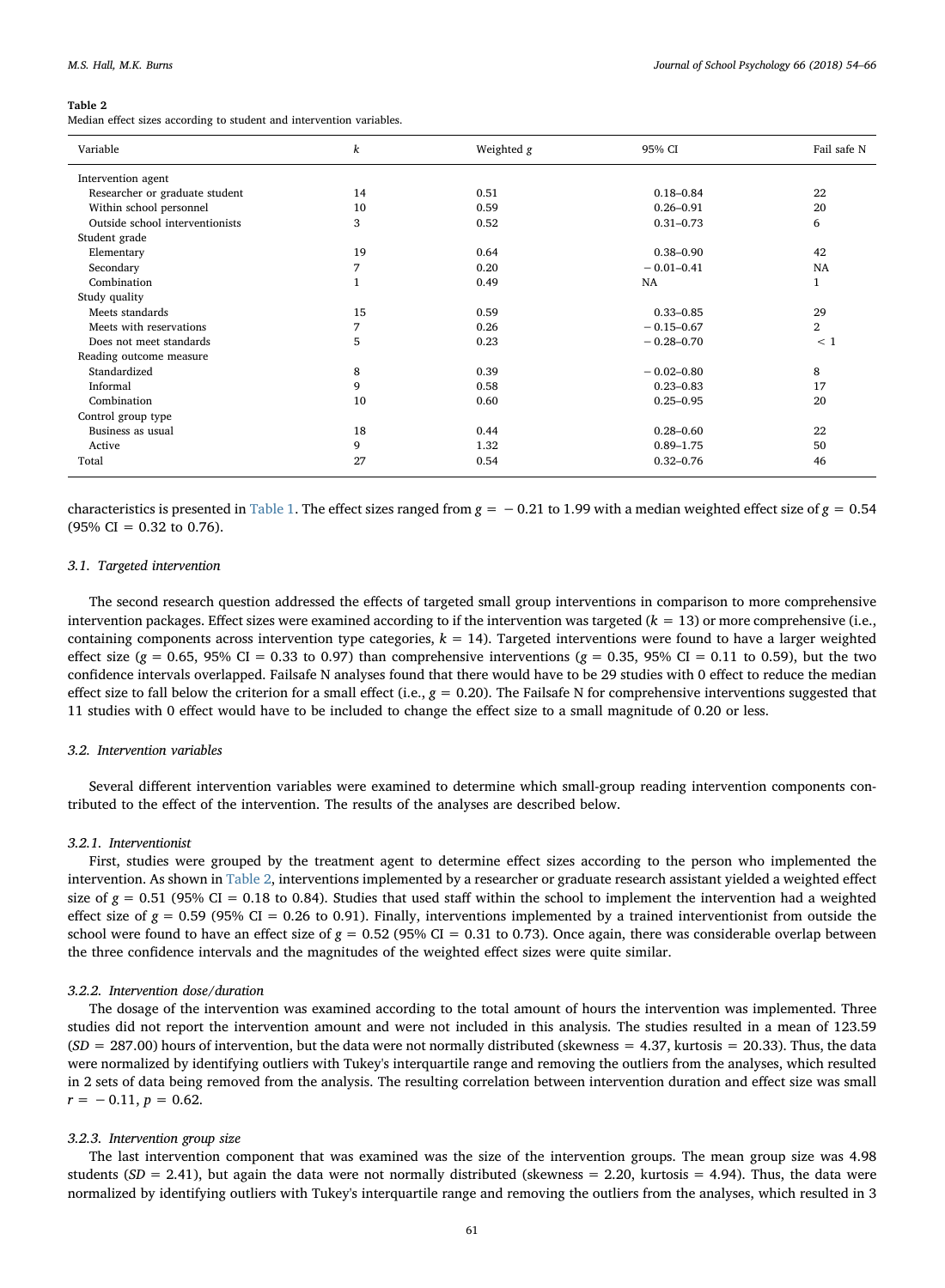**Table 2**
Median effect sizes according to student and intervention variables.

| Variable | $k$ | Weighted $g$ | 95% CI | Fail safe N |
|---|---|---|---|---|
| Intervention agent | | | | |
| Researcher or graduate student | 14 | 0.51 | 0.18–0.84 | 22 |
| Within school personnel | 10 | 0.59 | 0.26–0.91 | 20 |
| Outside school interventionists | 3 | 0.52 | 0.31–0.73 | 6 |
| Student grade | | | | |
| Elementary | 19 | 0.64 | 0.38–0.90 | 42 |
| Secondary | 7 | 0.20 | −0.01–0.41 | NA |
| Combination | 1 | 0.49 | NA | 1 |
| Study quality | | | | |
| Meets standards | 15 | 0.59 | 0.33–0.85 | 29 |
| Meets with reservations | 7 | 0.26 | −0.15–0.67 | 2 |
| Does not meet standards | 5 | 0.23 | −0.28–0.70 | < 1 |
| Reading outcome measure | | | | |
| Standardized | 8 | 0.39 | −0.02–0.80 | 8 |
| Informal | 9 | 0.58 | 0.23–0.83 | 17 |
| Combination | 10 | 0.60 | 0.25–0.95 | 20 |
| Control group type | | | | |
| Business as usual | 18 | 0.44 | 0.28–0.60 | 22 |
| Active | 9 | 1.32 | 0.89–1.75 | 50 |
| Total | 27 | 0.54 | 0.32–0.76 | 46 |

characteristics is presented in Table 1. The effect sizes ranged from $g = -0.21$ to 1.99 with a median weighted effect size of $g = 0.54$ (95% CI = 0.32 to 0.76).

### 3.1. Targeted intervention

The second research question addressed the effects of targeted small group interventions in comparison to more comprehensive intervention packages. Effect sizes were examined according to if the intervention was targeted ($k = 13$) or more comprehensive (i.e., containing components across intervention type categories, $k = 14$). Targeted interventions were found to have a larger weighted effect size ($g = 0.65$, 95% CI = 0.33 to 0.97) than comprehensive interventions ($g = 0.35$, 95% CI = 0.11 to 0.59), but the two confidence intervals overlapped. Failsafe N analyses found that there would have to be 29 studies with 0 effect to reduce the median effect size to fall below the criterion for a small effect (i.e., $g = 0.20$). The Failsafe N for comprehensive interventions suggested that 11 studies with 0 effect would have to be included to change the effect size to a small magnitude of 0.20 or less.

### 3.2. Intervention variables

Several different intervention variables were examined to determine which small-group reading intervention components contributed to the effect of the intervention. The results of the analyses are described below.

#### 3.2.1. Interventionist

First, studies were grouped by the treatment agent to determine effect sizes according to the person who implemented the intervention. As shown in Table 2, interventions implemented by a researcher or graduate research assistant yielded a weighted effect size of $g = 0.51$ (95% CI = 0.18 to 0.84). Studies that used staff within the school to implement the intervention had a weighted effect size of $g = 0.59$ (95% CI = 0.26 to 0.91). Finally, interventions implemented by a trained interventionist from outside the school were found to have an effect size of $g = 0.52$ (95% CI = 0.31 to 0.73). Once again, there was considerable overlap between the three confidence intervals and the magnitudes of the weighted effect sizes were quite similar.

#### 3.2.2. Intervention dose/duration

The dosage of the intervention was examined according to the total amount of hours the intervention was implemented. Three studies did not report the intervention amount and were not included in this analysis. The studies resulted in a mean of 123.59 ($SD = 287.00$) hours of intervention, but the data were not normally distributed (skewness = 4.37, kurtosis = 20.33). Thus, the data were normalized by identifying outliers with Tukey's interquartile range and removing the outliers from the analyses, which resulted in 2 sets of data being removed from the analysis. The resulting correlation between intervention duration and effect size was small $r = -0.11$, $p = 0.62$.

#### 3.2.3. Intervention group size

The last intervention component that was examined was the size of the intervention groups. The mean group size was 4.98 students ($SD = 2.41$), but again the data were not normally distributed (skewness = 2.20, kurtosis = 4.94). Thus, the data were normalized by identifying outliers with Tukey's interquartile range and removing the outliers from the analyses, which resulted in 3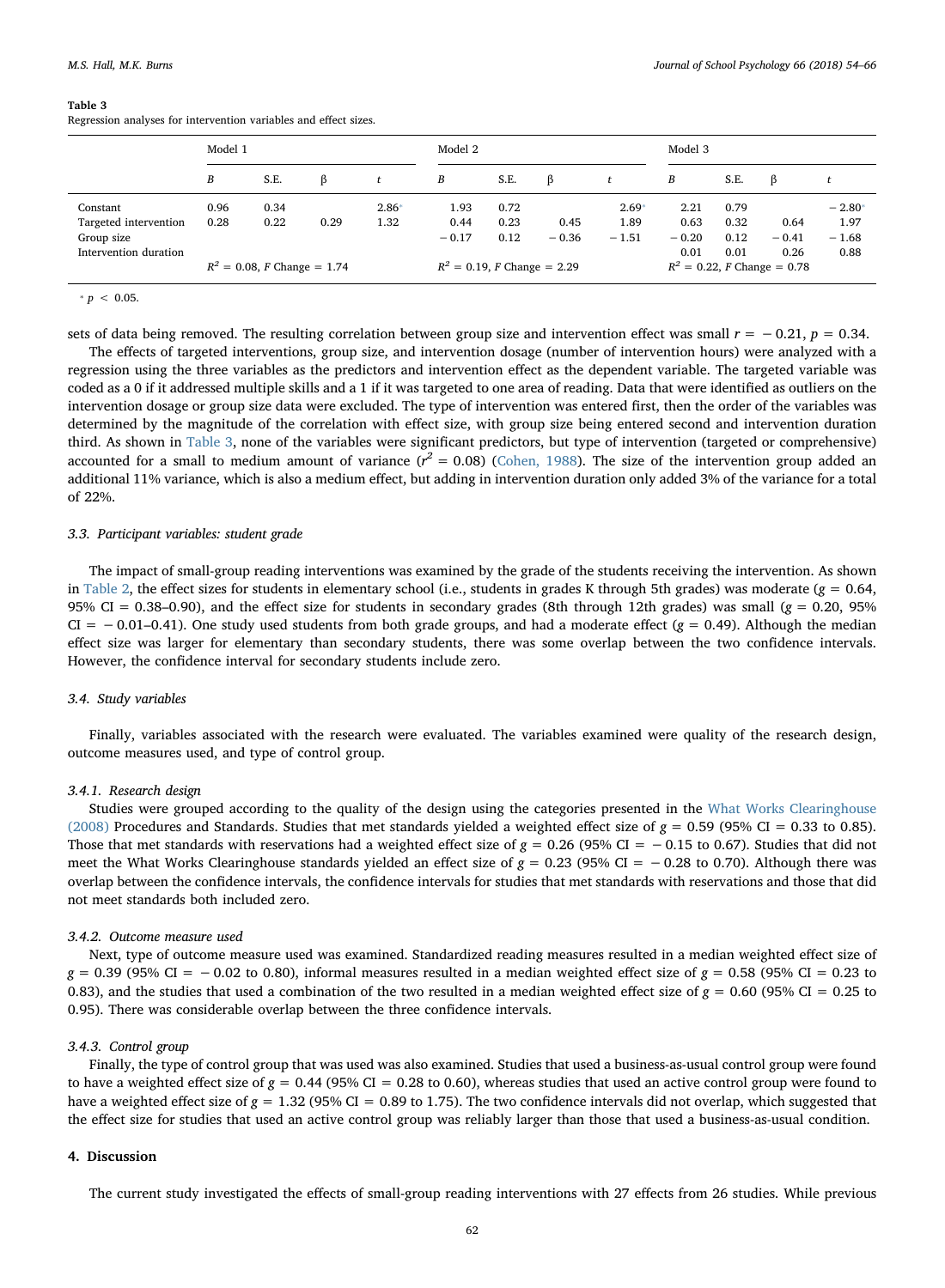**Table 3**
Regression analyses for intervention variables and effect sizes.

| | Model 1 | | | | Model 2 | | | | Model 3 | | | |
|---|---|---|---|---|---|---|---|---|---|---|---|---|
| | *B* | S.E. | β | *t* | *B* | S.E. | β | *t* | *B* | S.E. | β | *t* |
| Constant | 0.96 | 0.34 | | 2.86* | 1.93 | 0.72 | | 2.69* | 2.21 | 0.79 | | − 2.80* |
| Targeted intervention | 0.28 | 0.22 | 0.29 | 1.32 | 0.44 | 0.23 | 0.45 | 1.89 | 0.63 | 0.32 | 0.64 | 1.97 |
| Group size | | | | | − 0.17 | 0.12 | − 0.36 | − 1.51 | − 0.20 | 0.12 | − 0.41 | − 1.68 |
| Intervention duration | | | | | | | | | 0.01 | 0.01 | 0.26 | 0.88 |
| | $R^2$ = 0.08, *F* Change = 1.74 | | | | $R^2$ = 0.19, *F* Change = 2.29 | | | | $R^2$ = 0.22, *F* Change = 0.78 | | | |

* $p < 0.05$.

sets of data being removed. The resulting correlation between group size and intervention effect was small $r = -0.21$, $p = 0.34$.

The effects of targeted interventions, group size, and intervention dosage (number of intervention hours) were analyzed with a regression using the three variables as the predictors and intervention effect as the dependent variable. The targeted variable was coded as a 0 if it addressed multiple skills and a 1 if it was targeted to one area of reading. Data that were identified as outliers on the intervention dosage or group size data were excluded. The type of intervention was entered first, then the order of the variables was determined by the magnitude of the correlation with effect size, with group size being entered second and intervention duration third. As shown in Table 3, none of the variables were significant predictors, but type of intervention (targeted or comprehensive) accounted for a small to medium amount of variance ($r^2 = 0.08$) (Cohen, 1988). The size of the intervention group added an additional 11% variance, which is also a medium effect, but adding in intervention duration only added 3% of the variance for a total of 22%.

### 3.3. Participant variables: student grade

The impact of small-group reading interventions was examined by the grade of the students receiving the intervention. As shown in Table 2, the effect sizes for students in elementary school (i.e., students in grades K through 5th grades) was moderate ($g = 0.64$, 95% CI = 0.38–0.90), and the effect size for students in secondary grades (8th through 12th grades) was small ($g = 0.20$, 95% CI = − 0.01–0.41). One study used students from both grade groups, and had a moderate effect ($g = 0.49$). Although the median effect size was larger for elementary than secondary students, there was some overlap between the two confidence intervals. However, the confidence interval for secondary students include zero.

### 3.4. Study variables

Finally, variables associated with the research were evaluated. The variables examined were quality of the research design, outcome measures used, and type of control group.

#### 3.4.1. Research design

Studies were grouped according to the quality of the design using the categories presented in the What Works Clearinghouse (2008) Procedures and Standards. Studies that met standards yielded a weighted effect size of $g = 0.59$ (95% CI = 0.33 to 0.85). Those that met standards with reservations had a weighted effect size of $g = 0.26$ (95% CI = − 0.15 to 0.67). Studies that did not meet the What Works Clearinghouse standards yielded an effect size of $g = 0.23$ (95% CI = − 0.28 to 0.70). Although there was overlap between the confidence intervals, the confidence intervals for studies that met standards with reservations and those that did not meet standards both included zero.

#### 3.4.2. Outcome measure used

Next, type of outcome measure used was examined. Standardized reading measures resulted in a median weighted effect size of $g = 0.39$ (95% CI = − 0.02 to 0.80), informal measures resulted in a median weighted effect size of $g = 0.58$ (95% CI = 0.23 to 0.83), and the studies that used a combination of the two resulted in a median weighted effect size of $g = 0.60$ (95% CI = 0.25 to 0.95). There was considerable overlap between the three confidence intervals.

#### 3.4.3. Control group

Finally, the type of control group that was used was also examined. Studies that used a business-as-usual control group were found to have a weighted effect size of $g = 0.44$ (95% CI = 0.28 to 0.60), whereas studies that used an active control group were found to have a weighted effect size of $g = 1.32$ (95% CI = 0.89 to 1.75). The two confidence intervals did not overlap, which suggested that the effect size for studies that used an active control group was reliably larger than those that used a business-as-usual condition.

## 4. Discussion

The current study investigated the effects of small-group reading interventions with 27 effects from 26 studies. While previous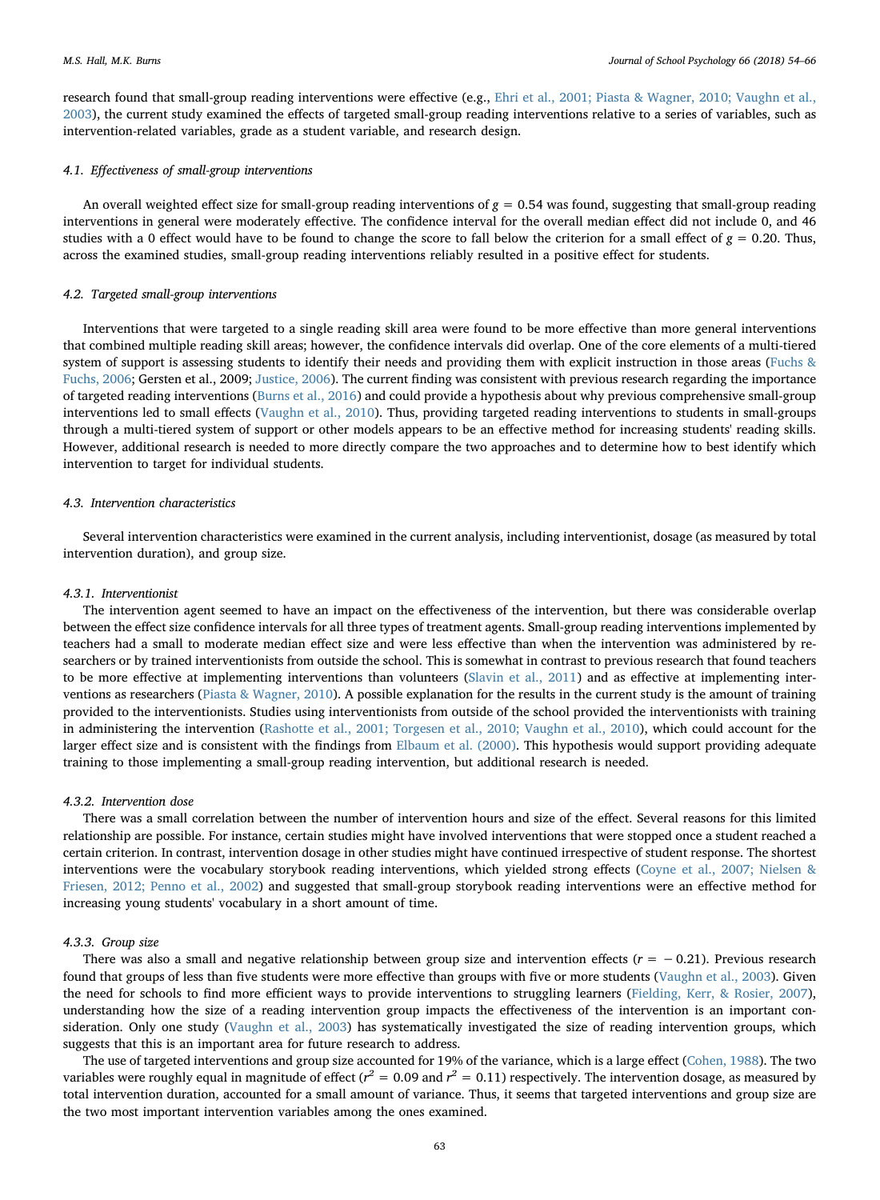research found that small-group reading interventions were effective (e.g., Ehri et al., 2001; Piasta & Wagner, 2010; Vaughn et al., 2003), the current study examined the effects of targeted small-group reading interventions relative to a series of variables, such as intervention-related variables, grade as a student variable, and research design.

### 4.1. Effectiveness of small-group interventions

An overall weighted effect size for small-group reading interventions of $g = 0.54$ was found, suggesting that small-group reading interventions in general were moderately effective. The confidence interval for the overall median effect did not include 0, and 46 studies with a 0 effect would have to be found to change the score to fall below the criterion for a small effect of $g = 0.20$. Thus, across the examined studies, small-group reading interventions reliably resulted in a positive effect for students.

### 4.2. Targeted small-group interventions

Interventions that were targeted to a single reading skill area were found to be more effective than more general interventions that combined multiple reading skill areas; however, the confidence intervals did overlap. One of the core elements of a multi-tiered system of support is assessing students to identify their needs and providing them with explicit instruction in those areas (Fuchs & Fuchs, 2006; Gersten et al., 2009; Justice, 2006). The current finding was consistent with previous research regarding the importance of targeted reading interventions (Burns et al., 2016) and could provide a hypothesis about why previous comprehensive small-group interventions led to small effects (Vaughn et al., 2010). Thus, providing targeted reading interventions to students in small-groups through a multi-tiered system of support or other models appears to be an effective method for increasing students' reading skills. However, additional research is needed to more directly compare the two approaches and to determine how to best identify which intervention to target for individual students.

### 4.3. Intervention characteristics

Several intervention characteristics were examined in the current analysis, including interventionist, dosage (as measured by total intervention duration), and group size.

#### 4.3.1. Interventionist

The intervention agent seemed to have an impact on the effectiveness of the intervention, but there was considerable overlap between the effect size confidence intervals for all three types of treatment agents. Small-group reading interventions implemented by teachers had a small to moderate median effect size and were less effective than when the intervention was administered by researchers or by trained interventionists from outside the school. This is somewhat in contrast to previous research that found teachers to be more effective at implementing interventions than volunteers (Slavin et al., 2011) and as effective at implementing interventions as researchers (Piasta & Wagner, 2010). A possible explanation for the results in the current study is the amount of training provided to the interventionists. Studies using interventionists from outside of the school provided the interventionists with training in administering the intervention (Rashotte et al., 2001; Torgesen et al., 2010; Vaughn et al., 2010), which could account for the larger effect size and is consistent with the findings from Elbaum et al. (2000). This hypothesis would support providing adequate training to those implementing a small-group reading intervention, but additional research is needed.

#### 4.3.2. Intervention dose

There was a small correlation between the number of intervention hours and size of the effect. Several reasons for this limited relationship are possible. For instance, certain studies might have involved interventions that were stopped once a student reached a certain criterion. In contrast, intervention dosage in other studies might have continued irrespective of student response. The shortest interventions were the vocabulary storybook reading interventions, which yielded strong effects (Coyne et al., 2007; Nielsen & Friesen, 2012; Penno et al., 2002) and suggested that small-group storybook reading interventions were an effective method for increasing young students' vocabulary in a short amount of time.

#### 4.3.3. Group size

There was also a small and negative relationship between group size and intervention effects ($r = -0.21$). Previous research found that groups of less than five students were more effective than groups with five or more students (Vaughn et al., 2003). Given the need for schools to find more efficient ways to provide interventions to struggling learners (Fielding, Kerr, & Rosier, 2007), understanding how the size of a reading intervention group impacts the effectiveness of the intervention is an important consideration. Only one study (Vaughn et al., 2003) has systematically investigated the size of reading intervention groups, which suggests that this is an important area for future research to address.

The use of targeted interventions and group size accounted for 19% of the variance, which is a large effect (Cohen, 1988). The two variables were roughly equal in magnitude of effect ($r^2 = 0.09$ and $r^2 = 0.11$) respectively. The intervention dosage, as measured by total intervention duration, accounted for a small amount of variance. Thus, it seems that targeted interventions and group size are the two most important intervention variables among the ones examined.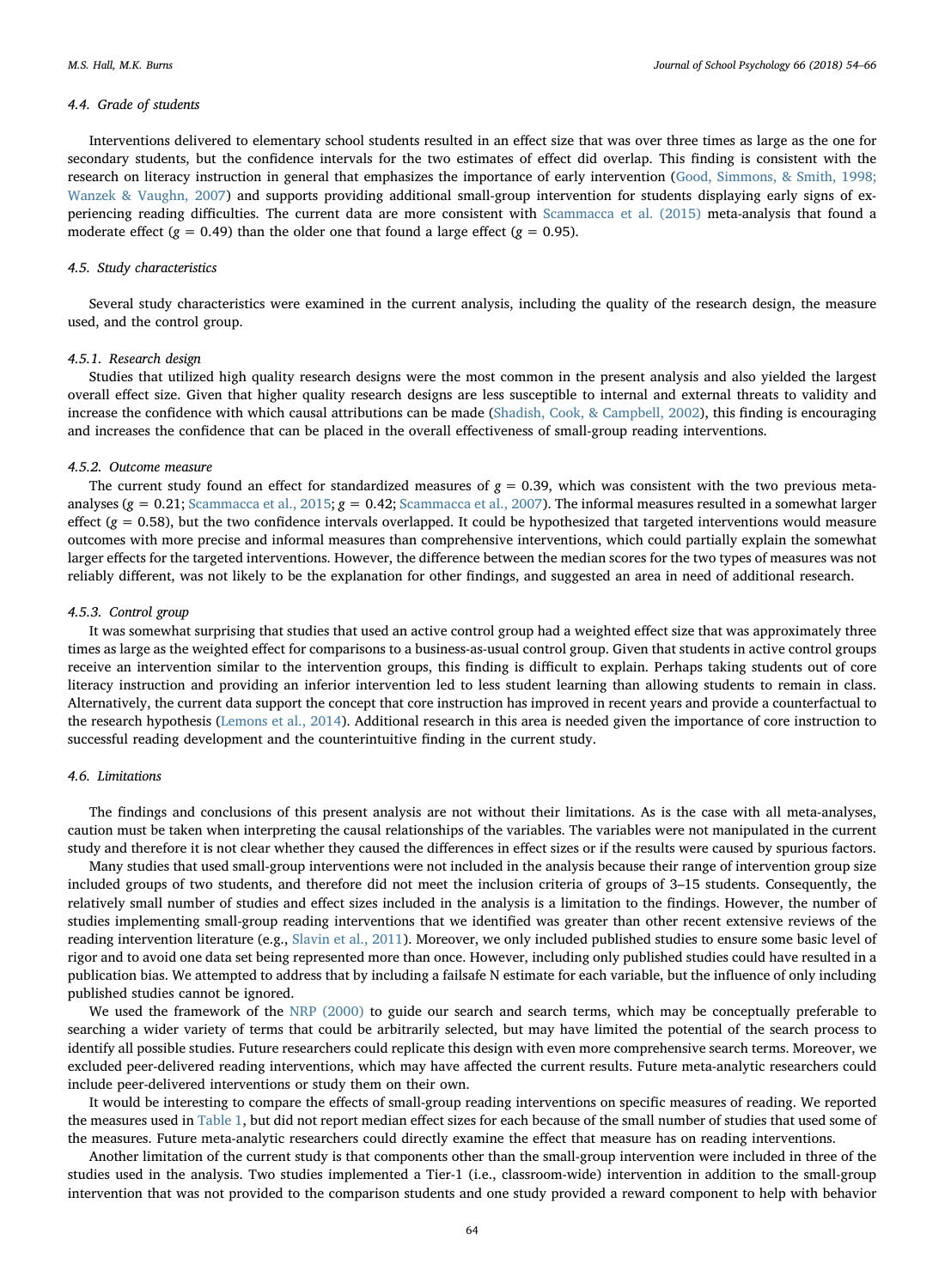### 4.4. Grade of students

Interventions delivered to elementary school students resulted in an effect size that was over three times as large as the one for secondary students, but the confidence intervals for the two estimates of effect did overlap. This finding is consistent with the research on literacy instruction in general that emphasizes the importance of early intervention (Good, Simmons, & Smith, 1998; Wanzek & Vaughn, 2007) and supports providing additional small-group intervention for students displaying early signs of experiencing reading difficulties. The current data are more consistent with Scammacca et al. (2015) meta-analysis that found a moderate effect ($g = 0.49$) than the older one that found a large effect ($g = 0.95$).

### 4.5. Study characteristics

Several study characteristics were examined in the current analysis, including the quality of the research design, the measure used, and the control group.

#### 4.5.1. Research design

Studies that utilized high quality research designs were the most common in the present analysis and also yielded the largest overall effect size. Given that higher quality research designs are less susceptible to internal and external threats to validity and increase the confidence with which causal attributions can be made (Shadish, Cook, & Campbell, 2002), this finding is encouraging and increases the confidence that can be placed in the overall effectiveness of small-group reading interventions.

#### 4.5.2. Outcome measure

The current study found an effect for standardized measures of $g = 0.39$, which was consistent with the two previous meta-analyses ($g = 0.21$; Scammacca et al., 2015; $g = 0.42$; Scammacca et al., 2007). The informal measures resulted in a somewhat larger effect ($g = 0.58$), but the two confidence intervals overlapped. It could be hypothesized that targeted interventions would measure outcomes with more precise and informal measures than comprehensive interventions, which could partially explain the somewhat larger effects for the targeted interventions. However, the difference between the median scores for the two types of measures was not reliably different, was not likely to be the explanation for other findings, and suggested an area in need of additional research.

#### 4.5.3. Control group

It was somewhat surprising that studies that used an active control group had a weighted effect size that was approximately three times as large as the weighted effect for comparisons to a business-as-usual control group. Given that students in active control groups receive an intervention similar to the intervention groups, this finding is difficult to explain. Perhaps taking students out of core literacy instruction and providing an inferior intervention led to less student learning than allowing students to remain in class. Alternatively, the current data support the concept that core instruction has improved in recent years and provide a counterfactual to the research hypothesis (Lemons et al., 2014). Additional research in this area is needed given the importance of core instruction to successful reading development and the counterintuitive finding in the current study.

### 4.6. Limitations

The findings and conclusions of this present analysis are not without their limitations. As is the case with all meta-analyses, caution must be taken when interpreting the causal relationships of the variables. The variables were not manipulated in the current study and therefore it is not clear whether they caused the differences in effect sizes or if the results were caused by spurious factors.

Many studies that used small-group interventions were not included in the analysis because their range of intervention group size included groups of two students, and therefore did not meet the inclusion criteria of groups of 3–15 students. Consequently, the relatively small number of studies and effect sizes included in the analysis is a limitation to the findings. However, the number of studies implementing small-group reading interventions that we identified was greater than other recent extensive reviews of the reading intervention literature (e.g., Slavin et al., 2011). Moreover, we only included published studies to ensure some basic level of rigor and to avoid one data set being represented more than once. However, including only published studies could have resulted in a publication bias. We attempted to address that by including a failsafe N estimate for each variable, but the influence of only including published studies cannot be ignored.

We used the framework of the NRP (2000) to guide our search and search terms, which may be conceptually preferable to searching a wider variety of terms that could be arbitrarily selected, but may have limited the potential of the search process to identify all possible studies. Future researchers could replicate this design with even more comprehensive search terms. Moreover, we excluded peer-delivered reading interventions, which may have affected the current results. Future meta-analytic researchers could include peer-delivered interventions or study them on their own.

It would be interesting to compare the effects of small-group reading interventions on specific measures of reading. We reported the measures used in Table 1, but did not report median effect sizes for each because of the small number of studies that used some of the measures. Future meta-analytic researchers could directly examine the effect that measure has on reading interventions.

Another limitation of the current study is that components other than the small-group intervention were included in three of the studies used in the analysis. Two studies implemented a Tier-1 (i.e., classroom-wide) intervention in addition to the small-group intervention that was not provided to the comparison students and one study provided a reward component to help with behavior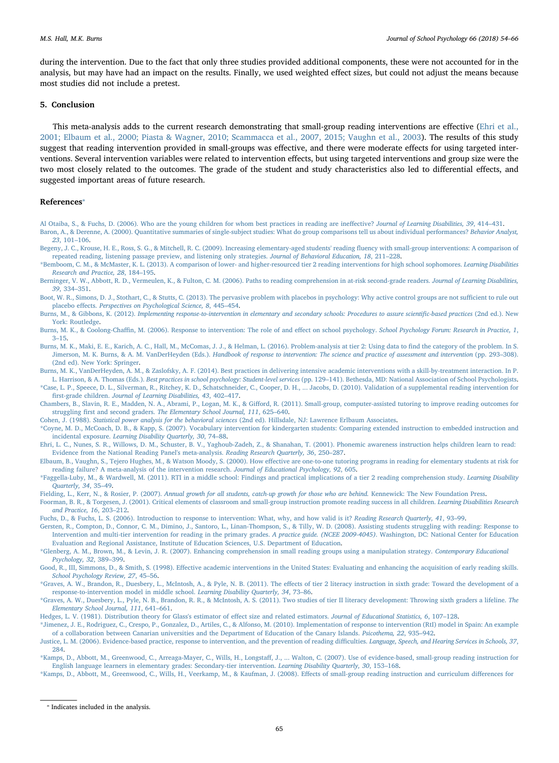during the intervention. Due to the fact that only three studies provided additional components, these were not accounted for in the analysis, but may have had an impact on the results. Finally, we used weighted effect sizes, but could not adjust the means because most studies did not include a pretest.

## 5. Conclusion

This meta-analysis adds to the current research demonstrating that small-group reading interventions are effective (Ehri et al., 2001; Elbaum et al., 2000; Piasta & Wagner, 2010; Scammacca et al., 2007, 2015; Vaughn et al., 2003). The results of this study suggest that reading intervention provided in small-groups was effective, and there were moderate effects for using targeted interventions. Several intervention variables were related to intervention effects, but using targeted interventions and group size were the two most closely related to the outcomes. The grade of the student and study characteristics also led to differential effects, and suggested important areas of future research.

## References*

Al Otaiba, S., & Fuchs, D. (2006). Who are the young children for whom best practices in reading are ineffective? *Journal of Learning Disabilities, 39*, 414–431.

Baron, A., & Derenne, A. (2000). Quantitative summaries of single-subject studies: What do group comparisons tell us about individual performances? *Behavior Analyst, 23*, 101–106.

Begeny, J. C., Krouse, H. E., Ross, S. G., & Mitchell, R. C. (2009). Increasing elementary-aged students' reading fluency with small-group interventions: A comparison of repeated reading, listening passage preview, and listening only strategies. *Journal of Behavioral Education, 18*, 211–228.

*Bemboom, C. M., & McMaster, K. L. (2013). A comparison of lower- and higher-resourced tier 2 reading interventions for high school sophomores. *Learning Disabilities Research and Practice, 28*, 184–195.

Berninger, V. W., Abbott, R. D., Vermeulen, K., & Fulton, C. M. (2006). Paths to reading comprehension in at-risk second-grade readers. *Journal of Learning Disabilities, 39*, 334–351.

Boot, W. R., Simons, D. J., Stothart, C., & Stutts, C. (2013). The pervasive problem with placebos in psychology: Why active control groups are not sufficient to rule out placebo effects. *Perspectives on Psychological Science, 8*, 445–454.

Burns, M., & Gibbons, K. (2012). *Implementing response-to-intervention in elementary and secondary schools: Procedures to assure scientific-based practices* (2nd ed.). New York: Routledge.

Burns, M. K., & Coolong-Chaffin, M. (2006). Response to intervention: The role of and effect on school psychology. *School Psychology Forum: Research in Practice, 1*, 3–15.

Burns, M. K., Maki, E. E., Karich, A. C., Hall, M., McComas, J. J., & Helman, L. (2016). Problem-analysis at tier 2: Using data to find the category of the problem. In S. Jimerson, M. K. Burns, & A. M. VanDerHeyden (Eds.). *Handbook of response to intervention: The science and practice of assessment and intervention* (pp. 293–308). (2nd ed). New York: Springer.

Burns, M. K., VanDerHeyden, A. M., & Zaslofsky, A. F. (2014). Best practices in delivering intensive academic interventions with a skill-by-treatment interaction. In P. L. Harrison, & A. Thomas (Eds.). *Best practices in school psychology: Student-level services* (pp. 129–141). Bethesda, MD: National Association of School Psychologists.

*Case, L. P., Speece, D. L., Silverman, R., Ritchey, K. D., Schatschneider, C., Cooper, D. H., ... Jacobs, D. (2010). Validation of a supplemental reading intervention for first-grade children. *Journal of Learning Disabilities, 43*, 402–417.

Chambers, B., Slavin, R. E., Madden, N. A., Abrami, P., Logan, M. K., & Gifford, R. (2011). Small-group, computer-assisted tutoring to improve reading outcomes for struggling first and second graders. *The Elementary School Journal, 111*, 625–640.

Cohen, J. (1988). *Statistical power analysis for the behavioral sciences* (2nd ed). Hillsdale, NJ: Lawrence Erlbaum Associates.

*Coyne, M. D., McCoach, D. B., & Kapp, S. (2007). Vocabulary intervention for kindergarten students: Comparing extended instruction to embedded instruction and incidental exposure. *Learning Disability Quarterly, 30*, 74–88.

Ehri, L. C., Nunes, S. R., Willows, D. M., Schuster, B. V., Yaghoub-Zadeh, Z., & Shanahan, T. (2001). Phonemic awareness instruction helps children learn to read: Evidence from the National Reading Panel's meta-analysis. *Reading Research Quarterly, 36*, 250–287.

Elbaum, B., Vaughn, S., Tejero Hughes, M., & Watson Moody, S. (2000). How effective are one-to-one tutoring programs in reading for elementary students at risk for reading failure? A meta-analysis of the intervention research. *Journal of Educational Psychology, 92*, 605.

*Faggella-Luby, M., & Wardwell, M. (2011). RTI in a middle school: Findings and practical implications of a tier 2 reading comprehension study. *Learning Disability Quarterly, 34*, 35–49.

Fielding, L., Kerr, N., & Rosier, P. (2007). *Annual growth for all students, catch-up growth for those who are behind.* Kennewick: The New Foundation Press.

Foorman, B. R., & Torgesen, J. (2001). Critical elements of classroom and small-group instruction promote reading success in all children. *Learning Disabilities Research and Practice, 16*, 203–212.

Fuchs, D., & Fuchs, L. S. (2006). Introduction to response to intervention: What, why, and how valid is it? *Reading Research Quarterly, 41*, 93–99.

Gersten, R., Compton, D., Connor, C. M., Dimino, J., Santoro, L., Linan-Thompson, S., & Tilly, W. D. (2008). Assisting students struggling with reading: Response to Intervention and multi-tier intervention for reading in the primary grades. *A practice guide. (NCEE 2009-4045)*. Washington, DC: National Center for Education Evaluation and Regional Assistance, Institute of Education Sciences, U.S. Department of Education.

*Glenberg, A. M., Brown, M., & Levin, J. R. (2007). Enhancing comprehension in small reading groups using a manipulation strategy. *Contemporary Educational Psychology, 32*, 389–399.

Good, R., III, Simmons, D., & Smith, S. (1998). Effective academic interventions in the United States: Evaluating and enhancing the acquisition of early reading skills. *School Psychology Review, 27*, 45–56.

*Graves, A. W., Brandon, R., Duesbery, L., McIntosh, A., & Pyle, N. B. (2011). The effects of tier 2 literacy instruction in sixth grade: Toward the development of a response-to-intervention model in middle school. *Learning Disability Quarterly, 34*, 73–86.

*Graves, A. W., Duesbery, L., Pyle, N. B., Brandon, R. R., & McIntosh, A. S. (2011). Two studies of tier II literacy development: Throwing sixth graders a lifeline. *The Elementary School Journal, 111*, 641–661.

Hedges, L. V. (1981). Distribution theory for Glass's estimator of effect size and related estimators. *Journal of Educational Statistics, 6*, 107–128.

*Jimenez, J. E., Rodriguez, C., Crespo, P., Gonzalez, D., Artiles, C., & Alfonso, M. (2010). Implementation of response to intervention (RtI) model in Spain: An example of a collaboration between Canarian universities and the Department of Education of the Canary Islands. *Psicothema, 22*, 935–942.

Justice, L. M. (2006). Evidence-based practice, response to intervention, and the prevention of reading difficulties. *Language, Speech, and Hearing Services in Schools, 37*, 284.

*Kamps, D., Abbott, M., Greenwood, C., Arreaga-Mayer, C., Wills, H., Longstaff, J., ... Walton, C. (2007). Use of evidence-based, small-group reading instruction for English language learners in elementary grades: Secondary-tier intervention. *Learning Disability Quarterly, 30*, 153–168.

*Kamps, D., Abbott, M., Greenwood, C., Wills, H., Veerkamp, M., & Kaufman, J. (2008). Effects of small-group reading instruction and curriculum differences for

* Indicates included in the analysis.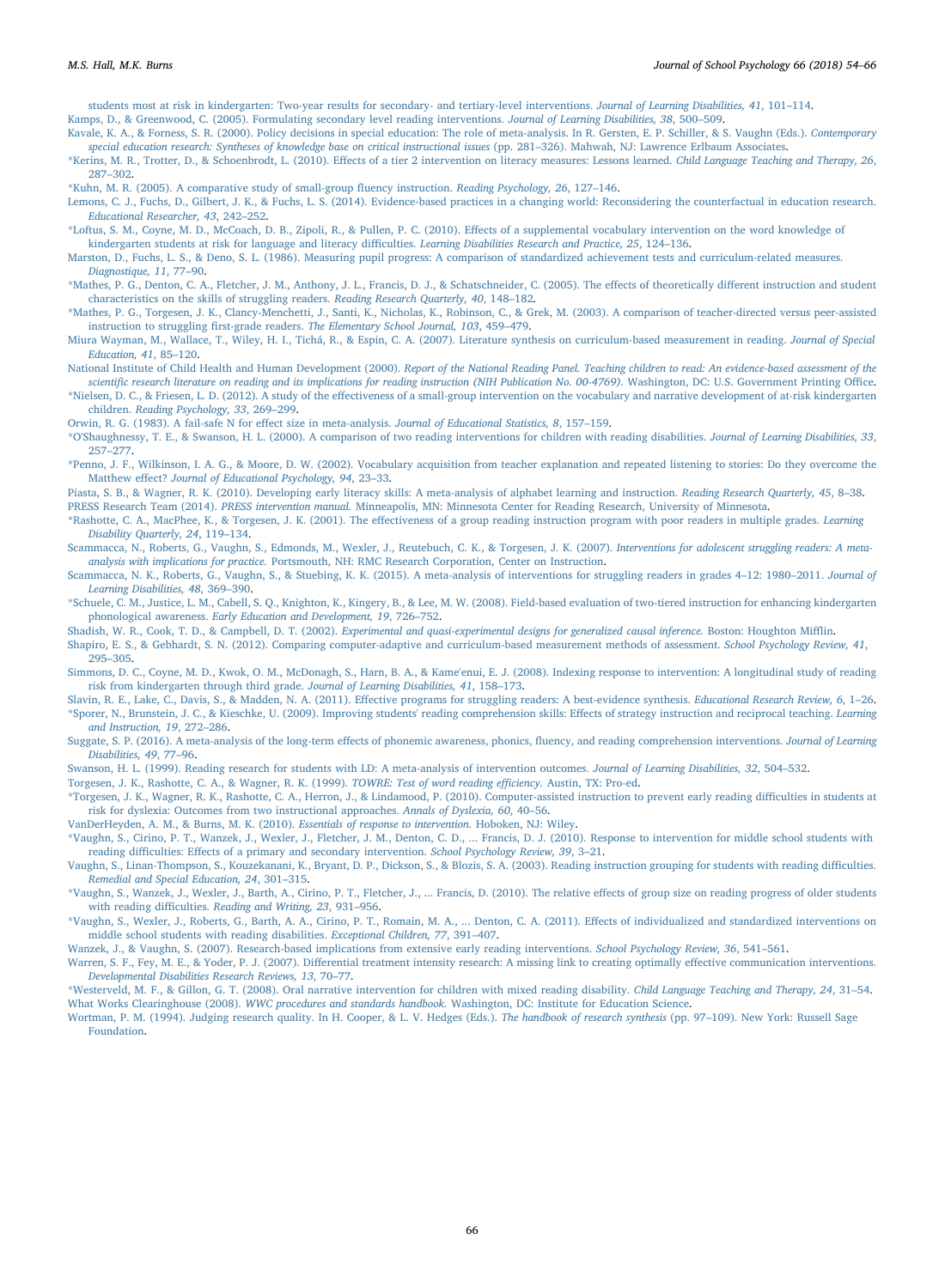students most at risk in kindergarten: Two-year results for secondary- and tertiary-level interventions. *Journal of Learning Disabilities, 41*, 101–114.

Kamps, D., & Greenwood, C. (2005). Formulating secondary level reading interventions. *Journal of Learning Disabilities, 38*, 500–509.

Kavale, K. A., & Forness, S. R. (2000). Policy decisions in special education: The role of meta-analysis. In R. Gersten, E. P. Schiller, & S. Vaughn (Eds.). *Contemporary special education research: Syntheses of knowledge base on critical instructional issues* (pp. 281–326). Mahwah, NJ: Lawrence Erlbaum Associates.

*Kerins, M. R., Trotter, D., & Schoenbrodt, L. (2010). Effects of a tier 2 intervention on literacy measures: Lessons learned. *Child Language Teaching and Therapy, 26*, 287–302.

*Kuhn, M. R. (2005). A comparative study of small-group fluency instruction. *Reading Psychology, 26*, 127–146.

Lemons, C. J., Fuchs, D., Gilbert, J. K., & Fuchs, L. S. (2014). Evidence-based practices in a changing world: Reconsidering the counterfactual in education research. *Educational Researcher, 43*, 242–252.

*Loftus, S. M., Coyne, M. D., McCoach, D. B., Zipoli, R., & Pullen, P. C. (2010). Effects of a supplemental vocabulary intervention on the word knowledge of kindergarten students at risk for language and literacy difficulties. *Learning Disabilities Research and Practice, 25*, 124–136.

Marston, D., Fuchs, L. S., & Deno, S. L. (1986). Measuring pupil progress: A comparison of standardized achievement tests and curriculum-related measures. *Diagnostique, 11*, 77–90.

*Mathes, P. G., Denton, C. A., Fletcher, J. M., Anthony, J. L., Francis, D. J., & Schatschneider, C. (2005). The effects of theoretically different instruction and student characteristics on the skills of struggling readers. *Reading Research Quarterly, 40*, 148–182.

*Mathes, P. G., Torgesen, J. K., Clancy-Menchetti, J., Santi, K., Nicholas, K., Robinson, C., & Grek, M. (2003). A comparison of teacher-directed versus peer-assisted instruction to struggling first-grade readers. *The Elementary School Journal, 103*, 459–479.

Miura Wayman, M., Wallace, T., Wiley, H. I., Tichá, R., & Espin, C. A. (2007). Literature synthesis on curriculum-based measurement in reading. *Journal of Special Education, 41*, 85–120.

National Institute of Child Health and Human Development (2000). *Report of the National Reading Panel. Teaching children to read: An evidence-based assessment of the scientific research literature on reading and its implications for reading instruction (NIH Publication No. 00-4769)*. Washington, DC: U.S. Government Printing Office.

*Nielsen, D. C., & Friesen, L. D. (2012). A study of the effectiveness of a small-group intervention on the vocabulary and narrative development of at-risk kindergarten children. *Reading Psychology, 33*, 269–299.

Orwin, R. G. (1983). A fail-safe N for effect size in meta-analysis. *Journal of Educational Statistics, 8*, 157–159.

*O'Shaughnessy, T. E., & Swanson, H. L. (2000). A comparison of two reading interventions for children with reading disabilities. *Journal of Learning Disabilities, 33*, 257–277.

*Penno, J. F., Wilkinson, I. A. G., & Moore, D. W. (2002). Vocabulary acquisition from teacher explanation and repeated listening to stories: Do they overcome the Matthew effect? *Journal of Educational Psychology, 94*, 23–33.

Piasta, S. B., & Wagner, R. K. (2010). Developing early literacy skills: A meta-analysis of alphabet learning and instruction. *Reading Research Quarterly, 45*, 8–38.

PRESS Research Team (2014). *PRESS intervention manual.* Minneapolis, MN: Minnesota Center for Reading Research, University of Minnesota.

*Rashotte, C. A., MacPhee, K., & Torgesen, J. K. (2001). The effectiveness of a group reading instruction program with poor readers in multiple grades. *Learning Disability Quarterly, 24*, 119–134.

Scammacca, N., Roberts, G., Vaughn, S., Edmonds, M., Wexler, J., Reutebuch, C. K., & Torgesen, J. K. (2007). *Interventions for adolescent struggling readers: A meta-analysis with implications for practice.* Portsmouth, NH: RMC Research Corporation, Center on Instruction.

Scammacca, N. K., Roberts, G., Vaughn, S., & Stuebing, K. K. (2015). A meta-analysis of interventions for struggling readers in grades 4–12: 1980–2011. *Journal of Learning Disabilities, 48*, 369–390.

*Schuele, C. M., Justice, L. M., Cabell, S. Q., Knighton, K., Kingery, B., & Lee, M. W. (2008). Field-based evaluation of two-tiered instruction for enhancing kindergarten phonological awareness. *Early Education and Development, 19*, 726–752.

Shadish, W. R., Cook, T. D., & Campbell, D. T. (2002). *Experimental and quasi-experimental designs for generalized causal inference.* Boston: Houghton Mifflin.

Shapiro, E. S., & Gebhardt, S. N. (2012). Comparing computer-adaptive and curriculum-based measurement methods of assessment. *School Psychology Review, 41*, 295–305.

Simmons, D. C., Coyne, M. D., Kwok, O. M., McDonagh, S., Harn, B. A., & Kame'enui, E. J. (2008). Indexing response to intervention: A longitudinal study of reading risk from kindergarten through third grade. *Journal of Learning Disabilities, 41*, 158–173.

Slavin, R. E., Lake, C., Davis, S., & Madden, N. A. (2011). Effective programs for struggling readers: A best-evidence synthesis. *Educational Research Review, 6*, 1–26.

*Sporer, N., Brunstein, J. C., & Kieschke, U. (2009). Improving students' reading comprehension skills: Effects of strategy instruction and reciprocal teaching. *Learning and Instruction, 19*, 272–286.

Suggate, S. P. (2016). A meta-analysis of the long-term effects of phonemic awareness, phonics, fluency, and reading comprehension interventions. *Journal of Learning Disabilities, 49*, 77–96.

Swanson, H. L. (1999). Reading research for students with LD: A meta-analysis of intervention outcomes. *Journal of Learning Disabilities, 32*, 504–532.

Torgesen, J. K., Rashotte, C. A., & Wagner, R. K. (1999). *TOWRE: Test of word reading efficiency.* Austin, TX: Pro-ed.

*Torgesen, J. K., Wagner, R. K., Rashotte, C. A., Herron, J., & Lindamood, P. (2010). Computer-assisted instruction to prevent early reading difficulties in students at risk for dyslexia: Outcomes from two instructional approaches. *Annals of Dyslexia, 60*, 40–56.

VanDerHeyden, A. M., & Burns, M. K. (2010). *Essentials of response to intervention.* Hoboken, NJ: Wiley.

*Vaughn, S., Cirino, P. T., Wanzek, J., Wexler, J., Fletcher, J. M., Denton, C. D., ... Francis, D. J. (2010). Response to intervention for middle school students with reading difficulties: Effects of a primary and secondary intervention. *School Psychology Review, 39*, 3–21.

Vaughn, S., Linan-Thompson, S., Kouzekanani, K., Bryant, D. P., Dickson, S., & Blozis, S. A. (2003). Reading instruction grouping for students with reading difficulties. *Remedial and Special Education, 24*, 301–315.

*Vaughn, S., Wanzek, J., Wexler, J., Barth, A., Cirino, P. T., Fletcher, J., ... Francis, D. (2010). The relative effects of group size on reading progress of older students with reading difficulties. *Reading and Writing, 23*, 931–956.

*Vaughn, S., Wexler, J., Roberts, G., Barth, A. A., Cirino, P. T., Romain, M. A., ... Denton, C. A. (2011). Effects of individualized and standardized interventions on middle school students with reading disabilities. *Exceptional Children, 77*, 391–407.

Wanzek, J., & Vaughn, S. (2007). Research-based implications from extensive early reading interventions. *School Psychology Review, 36*, 541–561.

Warren, S. F., Fey, M. E., & Yoder, P. J. (2007). Differential treatment intensity research: A missing link to creating optimally effective communication interventions. *Developmental Disabilities Research Reviews, 13*, 70–77.

*Westerveld, M. F., & Gillon, G. T. (2008). Oral narrative intervention for children with mixed reading disability. *Child Language Teaching and Therapy, 24*, 31–54.

What Works Clearinghouse (2008). *WWC procedures and standards handbook.* Washington, DC: Institute for Education Science.

Wortman, P. M. (1994). Judging research quality. In H. Cooper, & L. V. Hedges (Eds.). *The handbook of research synthesis* (pp. 97–109). New York: Russell Sage Foundation.